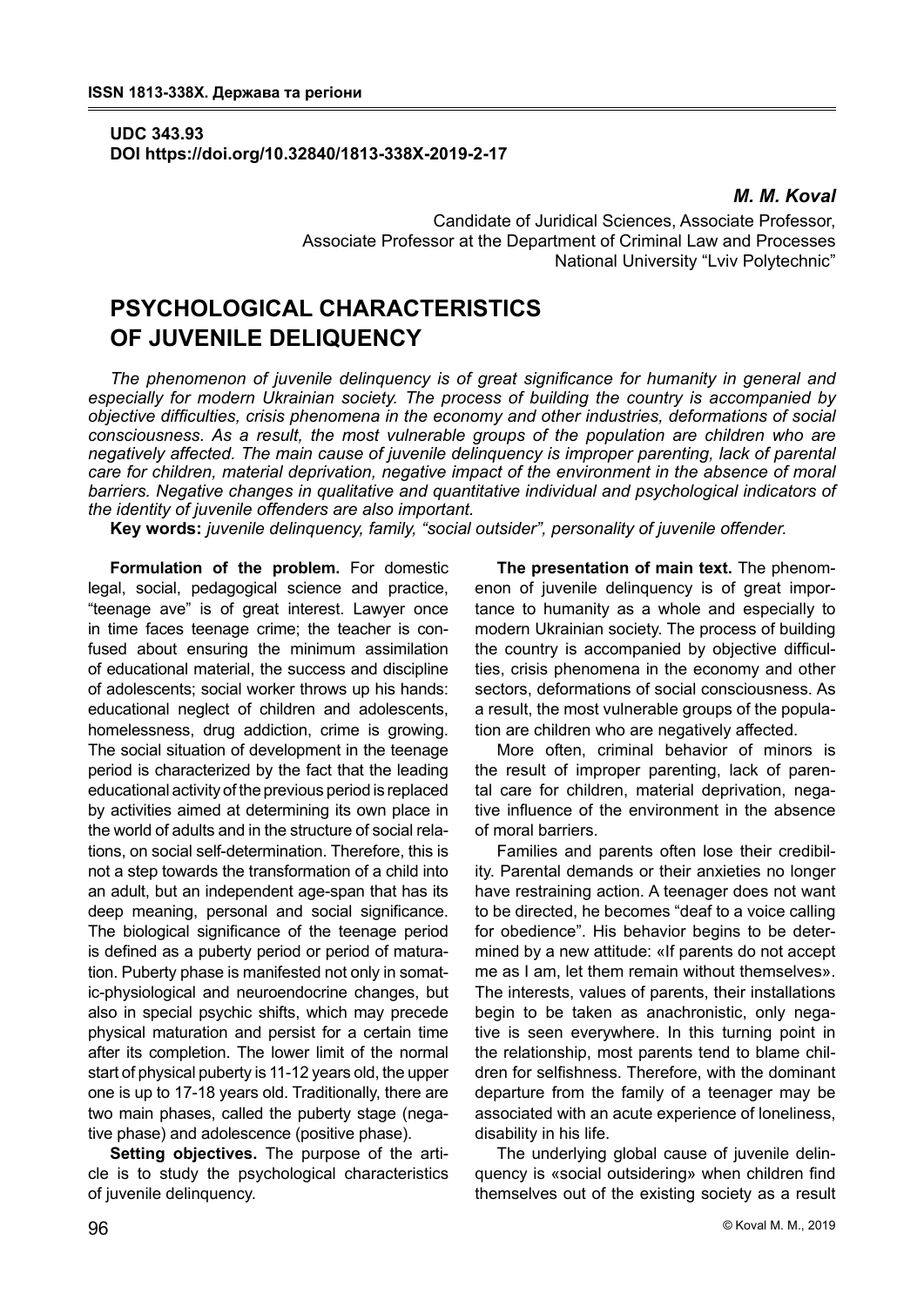UDC 343.93
DOI https://doi.org/10.32840/1813-338X-2019-2-17

***M. M. Koval***

Candidate of Juridical Sciences, Associate Professor,
Associate Professor at the Department of Criminal Law and Processes
National University "Lviv Polytechnic"

# PSYCHOLOGICAL CHARACTERISTICS OF JUVENILE DELIQUENCY

*The phenomenon of juvenile delinquency is of great significance for humanity in general and especially for modern Ukrainian society. The process of building the country is accompanied by objective difficulties, crisis phenomena in the economy and other industries, deformations of social consciousness. As a result, the most vulnerable groups of the population are children who are negatively affected. The main cause of juvenile delinquency is improper parenting, lack of parental care for children, material deprivation, negative impact of the environment in the absence of moral barriers. Negative changes in qualitative and quantitative individual and psychological indicators of the identity of juvenile offenders are also important.*

**Key words:** *juvenile delinquency, family, "social outsider", personality of juvenile offender.*

**Formulation of the problem.** For domestic legal, social, pedagogical science and practice, "teenage ave" is of great interest. Lawyer once in time faces teenage crime; the teacher is confused about ensuring the minimum assimilation of educational material, the success and discipline of adolescents; social worker throws up his hands: educational neglect of children and adolescents, homelessness, drug addiction, crime is growing. The social situation of development in the teenage period is characterized by the fact that the leading educational activity of the previous period is replaced by activities aimed at determining its own place in the world of adults and in the structure of social relations, on social self-determination. Therefore, this is not a step towards the transformation of a child into an adult, but an independent age-span that has its deep meaning, personal and social significance. The biological significance of the teenage period is defined as a puberty period or period of maturation. Puberty phase is manifested not only in somatic-physiological and neuroendocrine changes, but also in special psychic shifts, which may precede physical maturation and persist for a certain time after its completion. The lower limit of the normal start of physical puberty is 11-12 years old, the upper one is up to 17-18 years old. Traditionally, there are two main phases, called the puberty stage (negative phase) and adolescence (positive phase).

**Setting objectives.** The purpose of the article is to study the psychological characteristics of juvenile delinquency.

**The presentation of main text.** The phenomenon of juvenile delinquency is of great importance to humanity as a whole and especially to modern Ukrainian society. The process of building the country is accompanied by objective difficulties, crisis phenomena in the economy and other sectors, deformations of social consciousness. As a result, the most vulnerable groups of the population are children who are negatively affected.

More often, criminal behavior of minors is the result of improper parenting, lack of parental care for children, material deprivation, negative influence of the environment in the absence of moral barriers.

Families and parents often lose their credibility. Parental demands or their anxieties no longer have restraining action. A teenager does not want to be directed, he becomes "deaf to a voice calling for obedience". His behavior begins to be determined by a new attitude: «If parents do not accept me as I am, let them remain without themselves». The interests, values of parents, their installations begin to be taken as anachronistic, only negative is seen everywhere. In this turning point in the relationship, most parents tend to blame children for selfishness. Therefore, with the dominant departure from the family of a teenager may be associated with an acute experience of loneliness, disability in his life.

The underlying global cause of juvenile delinquency is «social outsidering» when children find themselves out of the existing society as a result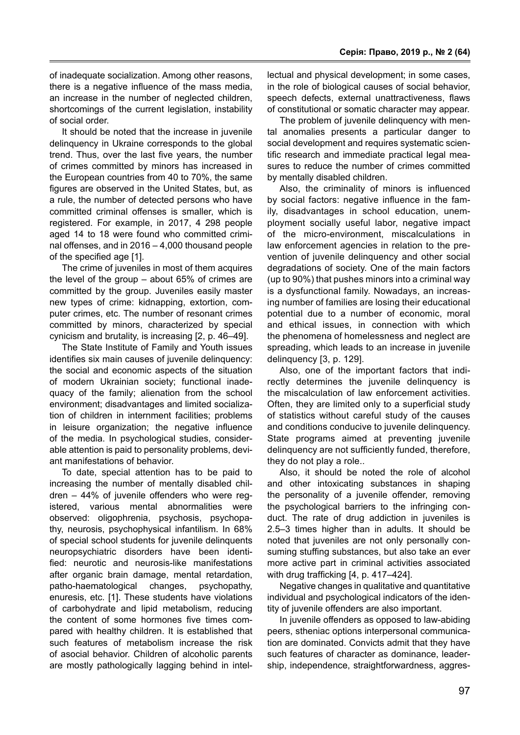of inadequate socialization. Among other reasons, there is a negative influence of the mass media, an increase in the number of neglected children, shortcomings of the current legislation, instability of social order.

It should be noted that the increase in juvenile delinquency in Ukraine corresponds to the global trend. Thus, over the last five years, the number of crimes committed by minors has increased in the European countries from 40 to 70%, the same figures are observed in the United States, but, as a rule, the number of detected persons who have committed criminal offenses is smaller, which is registered. For example, in 2017, 4 298 people aged 14 to 18 were found who committed criminal offenses, and in 2016 – 4,000 thousand people of the specified age [1].

The crime of juveniles in most of them acquires the level of the group – about 65% of crimes are committed by the group. Juveniles easily master new types of crime: kidnapping, extortion, computer crimes, etc. The number of resonant crimes committed by minors, characterized by special cynicism and brutality, is increasing [2, p. 46–49].

The State Institute of Family and Youth issues identifies six main causes of juvenile delinquency: the social and economic aspects of the situation of modern Ukrainian society; functional inadequacy of the family; alienation from the school environment; disadvantages and limited socialization of children in internment facilities; problems in leisure organization; the negative influence of the media. In psychological studies, considerable attention is paid to personality problems, deviant manifestations of behavior.

To date, special attention has to be paid to increasing the number of mentally disabled children – 44% of juvenile offenders who were registered, various mental abnormalities were observed: oligophrenia, psychosis, psychopathy, neurosis, psychophysical infantilism. In 68% of special school students for juvenile delinquents neuropsychiatric disorders have been identified: neurotic and neurosis-like manifestations after organic brain damage, mental retardation, patho-haematological changes, psychopathy, enuresis, etc. [1]. These students have violations of carbohydrate and lipid metabolism, reducing the content of some hormones five times compared with healthy children. It is established that such features of metabolism increase the risk of asocial behavior. Children of alcoholic parents are mostly pathologically lagging behind in intellectual and physical development; in some cases, in the role of biological causes of social behavior, speech defects, external unattractiveness, flaws of constitutional or somatic character may appear.

The problem of juvenile delinquency with mental anomalies presents a particular danger to social development and requires systematic scientific research and immediate practical legal measures to reduce the number of crimes committed by mentally disabled children.

Also, the criminality of minors is influenced by social factors: negative influence in the family, disadvantages in school education, unemployment socially useful labor, negative impact of the micro-environment, miscalculations in law enforcement agencies in relation to the prevention of juvenile delinquency and other social degradations of society. One of the main factors (up to 90%) that pushes minors into a criminal way is a dysfunctional family. Nowadays, an increasing number of families are losing their educational potential due to a number of economic, moral and ethical issues, in connection with which the phenomena of homelessness and neglect are spreading, which leads to an increase in juvenile delinquency [3, p. 129].

Also, one of the important factors that indirectly determines the juvenile delinquency is the miscalculation of law enforcement activities. Often, they are limited only to a superficial study of statistics without careful study of the causes and conditions conducive to juvenile delinquency. State programs aimed at preventing juvenile delinquency are not sufficiently funded, therefore, they do not play a role..

Also, it should be noted the role of alcohol and other intoxicating substances in shaping the personality of a juvenile offender, removing the psychological barriers to the infringing conduct. The rate of drug addiction in juveniles is 2.5–3 times higher than in adults. It should be noted that juveniles are not only personally consuming stuffing substances, but also take an ever more active part in criminal activities associated with drug trafficking [4, p. 417–424].

Negative changes in qualitative and quantitative individual and psychological indicators of the identity of juvenile offenders are also important.

In juvenile offenders as opposed to law-abiding peers, stheniac options interpersonal communication are dominated. Convicts admit that they have such features of character as dominance, leadership, independence, straightforwardness, aggres-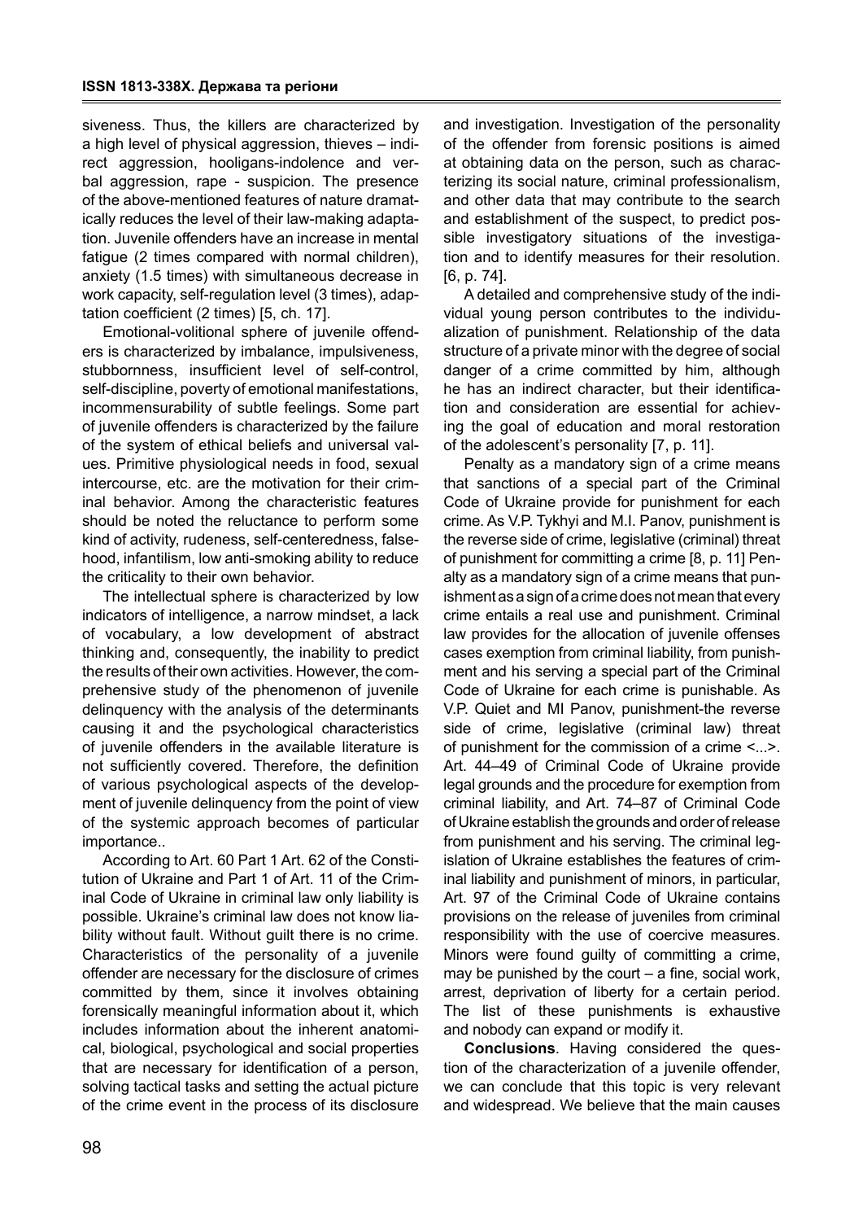siveness. Thus, the killers are characterized by a high level of physical aggression, thieves – indirect aggression, hooligans-indolence and verbal aggression, rape - suspicion. The presence of the above-mentioned features of nature dramatically reduces the level of their law-making adaptation. Juvenile offenders have an increase in mental fatigue (2 times compared with normal children), anxiety (1.5 times) with simultaneous decrease in work capacity, self-regulation level (3 times), adaptation coefficient (2 times) [5, ch. 17].

Emotional-volitional sphere of juvenile offenders is characterized by imbalance, impulsiveness, stubbornness, insufficient level of self-control, self-discipline, poverty of emotional manifestations, incommensurability of subtle feelings. Some part of juvenile offenders is characterized by the failure of the system of ethical beliefs and universal values. Primitive physiological needs in food, sexual intercourse, etc. are the motivation for their criminal behavior. Among the characteristic features should be noted the reluctance to perform some kind of activity, rudeness, self-centeredness, falsehood, infantilism, low anti-smoking ability to reduce the criticality to their own behavior.

The intellectual sphere is characterized by low indicators of intelligence, a narrow mindset, a lack of vocabulary, a low development of abstract thinking and, consequently, the inability to predict the results of their own activities. However, the comprehensive study of the phenomenon of juvenile delinquency with the analysis of the determinants causing it and the psychological characteristics of juvenile offenders in the available literature is not sufficiently covered. Therefore, the definition of various psychological aspects of the development of juvenile delinquency from the point of view of the systemic approach becomes of particular importance..

According to Art. 60 Part 1 Art. 62 of the Constitution of Ukraine and Part 1 of Art. 11 of the Criminal Code of Ukraine in criminal law only liability is possible. Ukraine's criminal law does not know liability without fault. Without guilt there is no crime. Characteristics of the personality of a juvenile offender are necessary for the disclosure of crimes committed by them, since it involves obtaining forensically meaningful information about it, which includes information about the inherent anatomical, biological, psychological and social properties that are necessary for identification of a person, solving tactical tasks and setting the actual picture of the crime event in the process of its disclosure and investigation. Investigation of the personality of the offender from forensic positions is aimed at obtaining data on the person, such as characterizing its social nature, criminal professionalism, and other data that may contribute to the search and establishment of the suspect, to predict possible investigatory situations of the investigation and to identify measures for their resolution. [6, p. 74].

A detailed and comprehensive study of the individual young person contributes to the individualization of punishment. Relationship of the data structure of a private minor with the degree of social danger of a crime committed by him, although he has an indirect character, but their identification and consideration are essential for achieving the goal of education and moral restoration of the adolescent's personality [7, p. 11].

Penalty as a mandatory sign of a crime means that sanctions of a special part of the Criminal Code of Ukraine provide for punishment for each crime. As V.P. Tykhyi and M.I. Panov, punishment is the reverse side of crime, legislative (criminal) threat of punishment for committing a crime [8, p. 11] Penalty as a mandatory sign of a crime means that punishment as a sign of a crime does not mean that every crime entails a real use and punishment. Criminal law provides for the allocation of juvenile offenses cases exemption from criminal liability, from punishment and his serving a special part of the Criminal Code of Ukraine for each crime is punishable. As V.P. Quiet and MI Panov, punishment-the reverse side of crime, legislative (criminal law) threat of punishment for the commission of a crime <...>. Art. 44–49 of Criminal Code of Ukraine provide legal grounds and the procedure for exemption from criminal liability, and Art. 74–87 of Criminal Code of Ukraine establish the grounds and order of release from punishment and his serving. The criminal legislation of Ukraine establishes the features of criminal liability and punishment of minors, in particular, Art. 97 of the Criminal Code of Ukraine contains provisions on the release of juveniles from criminal responsibility with the use of coercive measures. Minors were found guilty of committing a crime, may be punished by the court – a fine, social work, arrest, deprivation of liberty for a certain period. The list of these punishments is exhaustive and nobody can expand or modify it.

**Conclusions**. Having considered the question of the characterization of a juvenile offender, we can conclude that this topic is very relevant and widespread. We believe that the main causes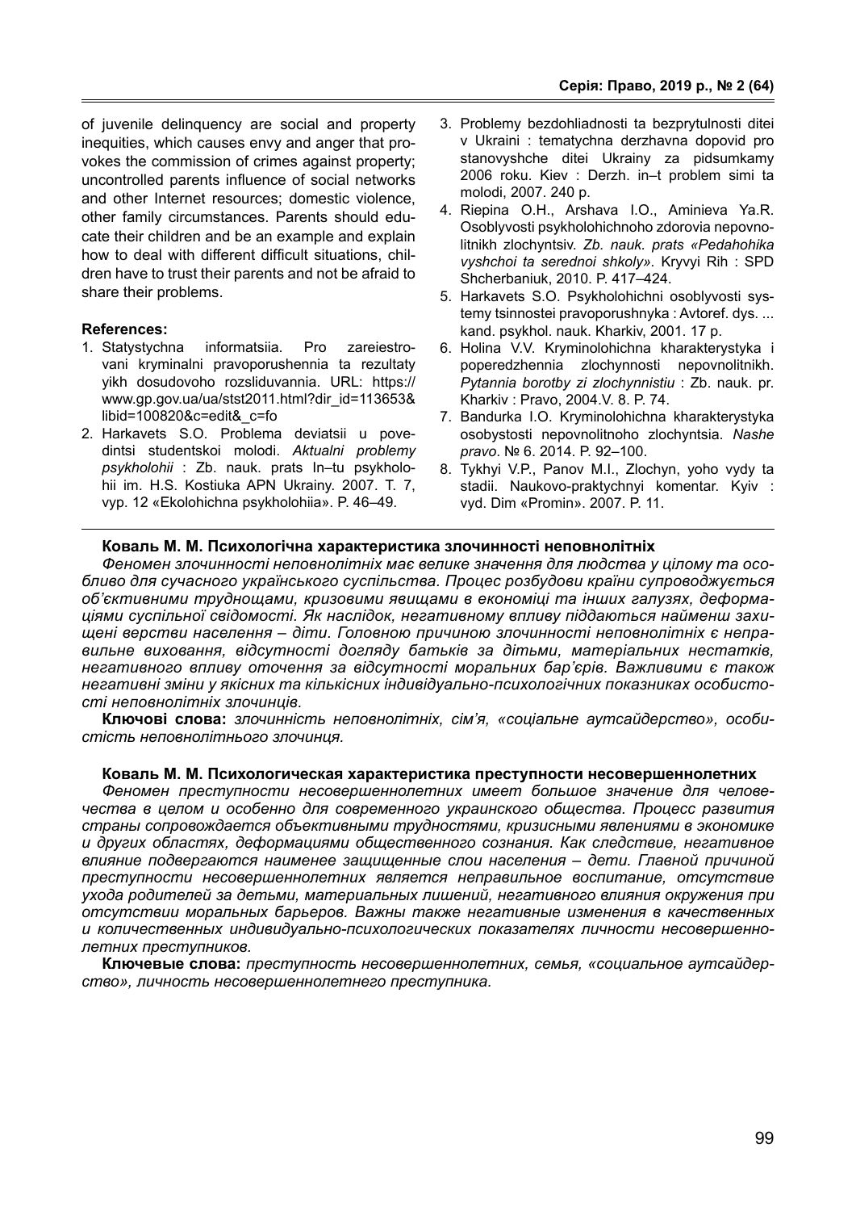of juvenile delinquency are social and property inequities, which causes envy and anger that provokes the commission of crimes against property; uncontrolled parents influence of social networks and other Internet resources; domestic violence, other family circumstances. Parents should educate their children and be an example and explain how to deal with different difficult situations, children have to trust their parents and not be afraid to share their problems.

**References:**

1. Statystychna informatsiia. Pro zareiestrovani kryminalni pravoporushennia ta rezultaty yikh dosudovoho rozsliduvannia. URL: https://www.gp.gov.ua/ua/stst2011.html?dir_id=113653&libid=100820&c=edit&_c=fo
2. Harkavets S.O. Problema deviatsii u povedintsi studentskoi molodi. *Aktualni problemy psykholohii* : Zb. nauk. prats In–tu psykholohii im. H.S. Kostiuka APN Ukrainy. 2007. T. 7, vyp. 12 «Ekolohichna psykholohiia». P. 46–49.
3. Problemy bezdohliadnosti ta bezprytulnosti ditei v Ukraini : tematychna derzhavna dopovid pro stanovyshche ditei Ukrainy za pidsumkamy 2006 roku. Kiev : Derzh. in–t problem simi ta molodi, 2007. 240 p.
4. Riepina O.H., Arshava I.O., Aminieva Ya.R. Osoblyvosti psykholohichnoho zdorovia nepovnolitnikh zlochyntsiv. *Zb. nauk. prats «Pedahohika vyshchoi ta serednoi shkoly»*. Kryvyi Rih : SPD Shcherbaniuk, 2010. P. 417–424.
5. Harkavets S.O. Psykholohichni osoblyvosti systemy tsinnostei pravoporushnyka : Avtoref. dys. ... kand. psykhol. nauk. Kharkiv, 2001. 17 p.
6. Holina V.V. Kryminolohichna kharakterystyka i poperedzhennia zlochynnosti nepovnolitnikh. *Pytannia borotby zi zlochynnistiu* : Zb. nauk. pr. Kharkiv : Pravo, 2004.V. 8. P. 74.
7. Bandurka I.O. Kryminolohichna kharakterystyka osobystosti nepovnolitnoho zlochyntsia. *Nashe pravo*. № 6. 2014. P. 92–100.
8. Tykhyi V.P., Panov M.I., Zlochyn, yoho vydy ta stadii. Naukovo-praktychnyi komentar. Kyiv : vyd. Dim «Promin». 2007. P. 11.

**Коваль М. М. Психологічна характеристика злочинності неповнолітніх**

*Феномен злочинності неповнолітніх має велике значення для людства у цілому та особливо для сучасного українського суспільства. Процес розбудови країни супроводжується об'єктивними труднощами, кризовими явищами в економіці та інших галузях, деформаціями суспільної свідомості. Як наслідок, негативному впливу піддаються найменш захищені верстви населення – діти. Головною причиною злочинності неповнолітніх є неправильне виховання, відсутності догляду батьків за дітьми, матеріальних нестатків, негативного впливу оточення за відсутності моральних бар'єрів. Важливими є також негативні зміни у якісних та кількісних індивідуально-психологічних показниках особистості неповнолітніх злочинців.*

**Ключові слова:** *злочинність неповнолітніх, сім'я, «соціальне аутсайдерство», особистість неповнолітнього злочинця.*

**Коваль М. М. Психологическая характеристика преступности несовершеннолетних**

*Феномен преступности несовершеннолетних имеет большое значение для человечества в целом и особенно для современного украинского общества. Процесс развития страны сопровождается объективными трудностями, кризисными явлениями в экономике и других областях, деформациями общественного сознания. Как следствие, негативное влияние подвергаются наименее защищенные слои населения – дети. Главной причиной преступности несовершеннолетних является неправильное воспитание, отсутствие ухода родителей за детьми, материальных лишений, негативного влияния окружения при отсутствии моральных барьеров. Важны также негативные изменения в качественных и количественных индивидуально-психологических показателях личности несовершеннолетних преступников.*

**Ключевые слова:** *преступность несовершеннолетних, семья, «социальное аутсайдерство», личность несовершеннолетнего преступника.*